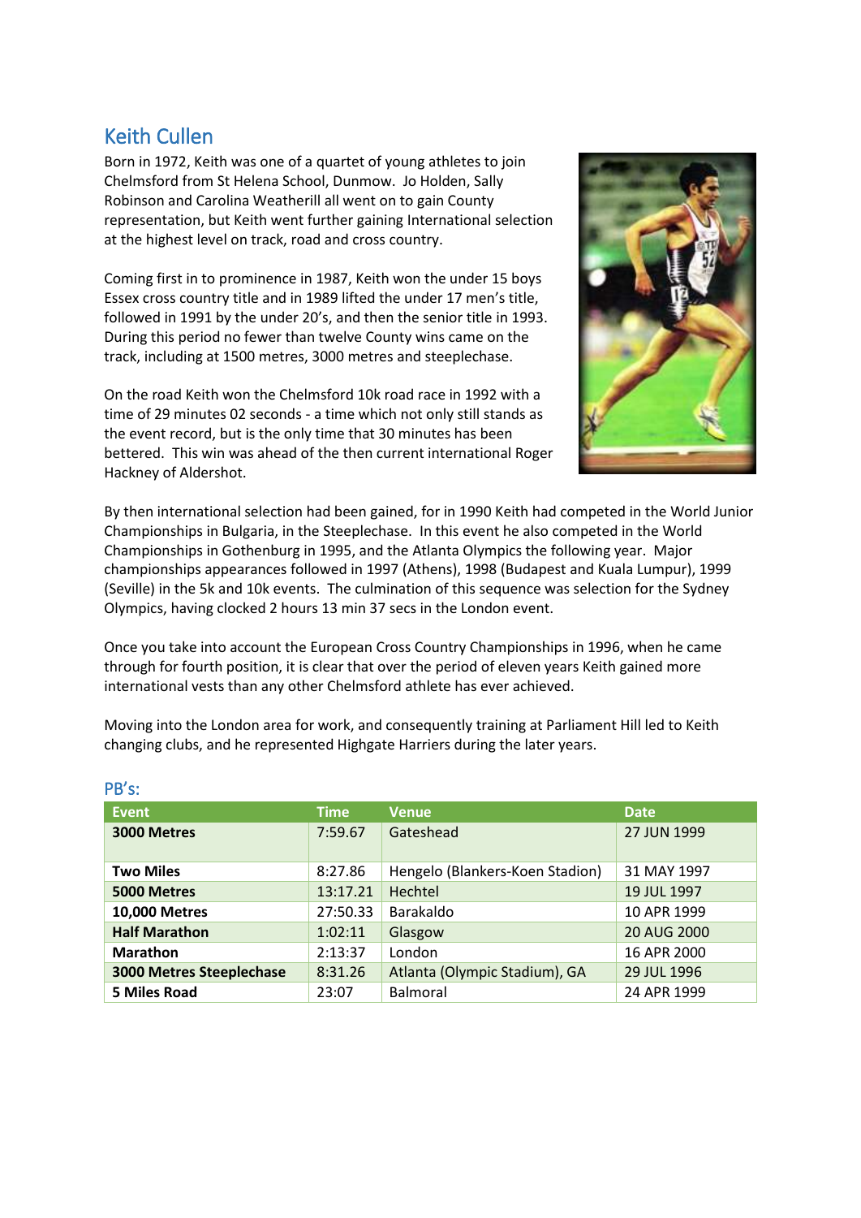# Keith Cullen

Born in 1972, Keith was one of a quartet of young athletes to join Chelmsford from St Helena School, Dunmow. Jo Holden, Sally Robinson and Carolina Weatherill all went on to gain County representation, but Keith went further gaining International selection at the highest level on track, road and cross country.

Coming first in to prominence in 1987, Keith won the under 15 boys Essex cross country title and in 1989 lifted the under 17 men's title, followed in 1991 by the under 20's, and then the senior title in 1993. During this period no fewer than twelve County wins came on the track, including at 1500 metres, 3000 metres and steeplechase.

On the road Keith won the Chelmsford 10k road race in 1992 with a time of 29 minutes 02 seconds - a time which not only still stands as the event record, but is the only time that 30 minutes has been bettered. This win was ahead of the then current international Roger Hackney of Aldershot.

By then international selection had been gained, for in 1990 Keith had competed in the World Junior Championships in Bulgaria, in the Steeplechase. In this event he also competed in the World Championships in Gothenburg in 1995, and the Atlanta Olympics the following year. Major championships appearances followed in 1997 (Athens), 1998 (Budapest and Kuala Lumpur), 1999 (Seville) in the 5k and 10k events. The culmination of this sequence was selection for the Sydney Olympics, having clocked 2 hours 13 min 37 secs in the London event.

Once you take into account the European Cross Country Championships in 1996, when he came through for fourth position, it is clear that over the period of eleven years Keith gained more international vests than any other Chelmsford athlete has ever achieved.

Moving into the London area for work, and consequently training at Parliament Hill led to Keith changing clubs, and he represented Highgate Harriers during the later years.

## PB's:

| Event | Time | Venue | Date |
|---|---|---|---|
| **3000 Metres** | 7:59.67 | Gateshead | 27 JUN 1999 |
| **Two Miles** | 8:27.86 | Hengelo (Blankers-Koen Stadion) | 31 MAY 1997 |
| **5000 Metres** | 13:17.21 | Hechtel | 19 JUL 1997 |
| **10,000 Metres** | 27:50.33 | Barakaldo | 10 APR 1999 |
| **Half Marathon** | 1:02:11 | Glasgow | 20 AUG 2000 |
| **Marathon** | 2:13:37 | London | 16 APR 2000 |
| **3000 Metres Steeplechase** | 8:31.26 | Atlanta (Olympic Stadium), GA | 29 JUL 1996 |
| **5 Miles Road** | 23:07 | Balmoral | 24 APR 1999 |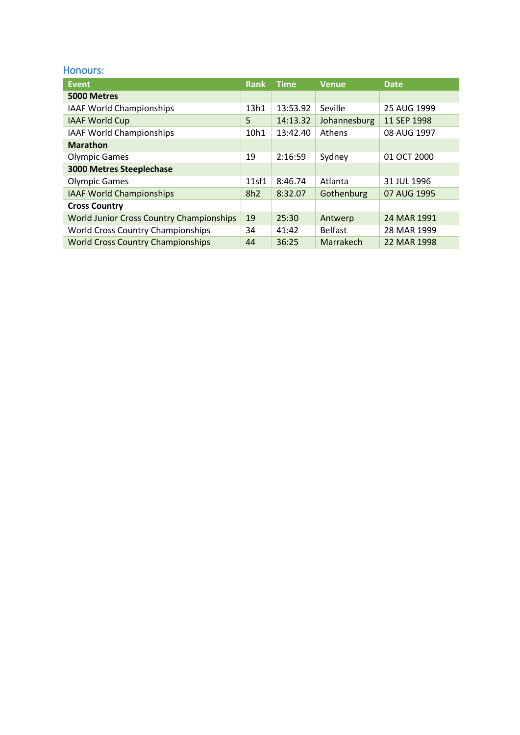## Honours:

| Event | Rank | Time | Venue | Date |
|---|---|---|---|---|
| **5000 Metres** | | | | |
| IAAF World Championships | 13h1 | 13:53.92 | Seville | 25 AUG 1999 |
| IAAF World Cup | 5 | 14:13.32 | Johannesburg | 11 SEP 1998 |
| IAAF World Championships | 10h1 | 13:42.40 | Athens | 08 AUG 1997 |
| **Marathon** | | | | |
| Olympic Games | 19 | 2:16:59 | Sydney | 01 OCT 2000 |
| **3000 Metres Steeplechase** | | | | |
| Olympic Games | 11sf1 | 8:46.74 | Atlanta | 31 JUL 1996 |
| IAAF World Championships | 8h2 | 8:32.07 | Gothenburg | 07 AUG 1995 |
| **Cross Country** | | | | |
| World Junior Cross Country Championships | 19 | 25:30 | Antwerp | 24 MAR 1991 |
| World Cross Country Championships | 34 | 41:42 | Belfast | 28 MAR 1999 |
| World Cross Country Championships | 44 | 36:25 | Marrakech | 22 MAR 1998 |